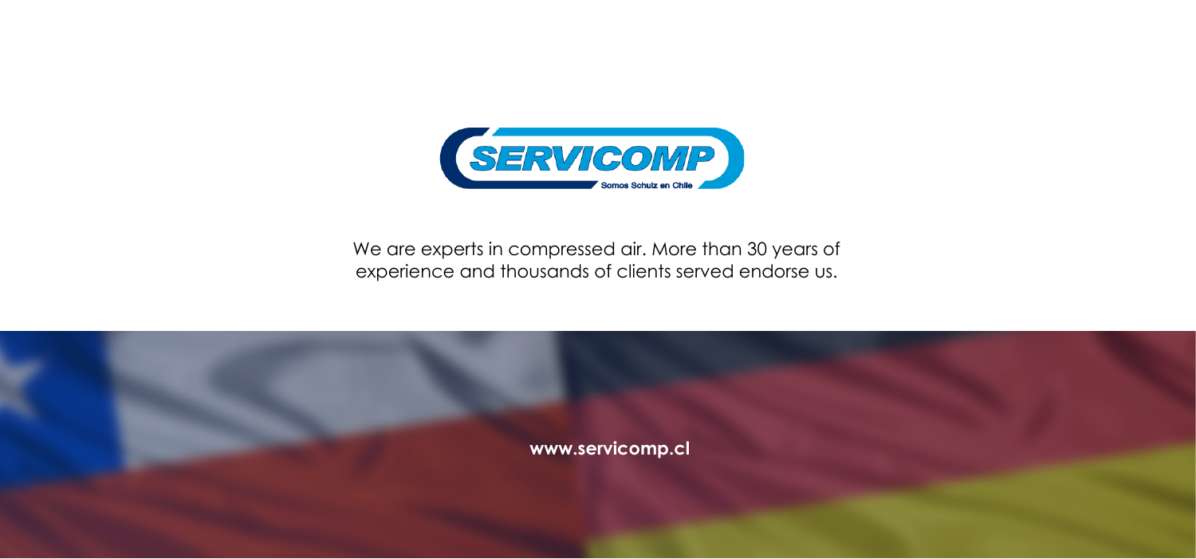SERVICOMP

Somos Schulz en Chile

We are experts in compressed air. More than 30 years of experience and thousands of clients served endorse us.

**www.servicomp.cl**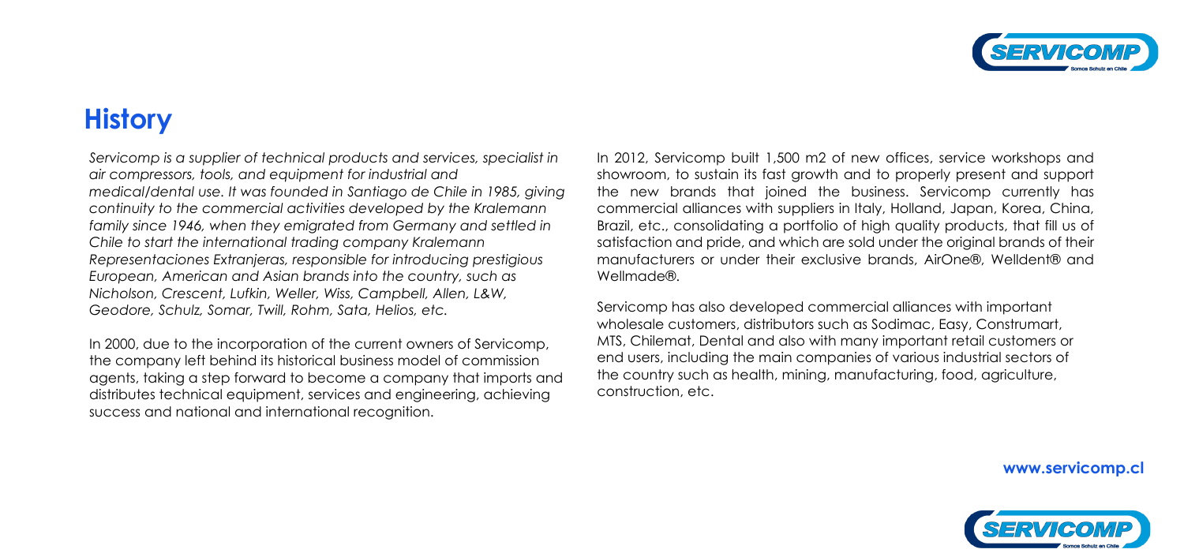# History

*Servicomp is a supplier of technical products and services, specialist in air compressors, tools, and equipment for industrial and medical/dental use. It was founded in Santiago de Chile in 1985, giving continuity to the commercial activities developed by the Kralemann family since 1946, when they emigrated from Germany and settled in Chile to start the international trading company Kralemann Representaciones Extranjeras, responsible for introducing prestigious European, American and Asian brands into the country, such as Nicholson, Crescent, Lufkin, Weller, Wiss, Campbell, Allen, L&W, Geodore, Schulz, Somar, Twill, Rohm, Sata, Helios, etc.*

In 2000, due to the incorporation of the current owners of Servicomp, the company left behind its historical business model of commission agents, taking a step forward to become a company that imports and distributes technical equipment, services and engineering, achieving success and national and international recognition.

In 2012, Servicomp built 1,500 m2 of new offices, service workshops and showroom, to sustain its fast growth and to properly present and support the new brands that joined the business. Servicomp currently has commercial alliances with suppliers in Italy, Holland, Japan, Korea, China, Brazil, etc., consolidating a portfolio of high quality products, that fill us of satisfaction and pride, and which are sold under the original brands of their manufacturers or under their exclusive brands, AirOne®, Welldent® and Wellmade®.

Servicomp has also developed commercial alliances with important wholesale customers, distributors such as Sodimac, Easy, Construmart, MTS, Chilemat, Dental and also with many important retail customers or end users, including the main companies of various industrial sectors of the country such as health, mining, manufacturing, food, agriculture, construction, etc.

**www.servicomp.cl**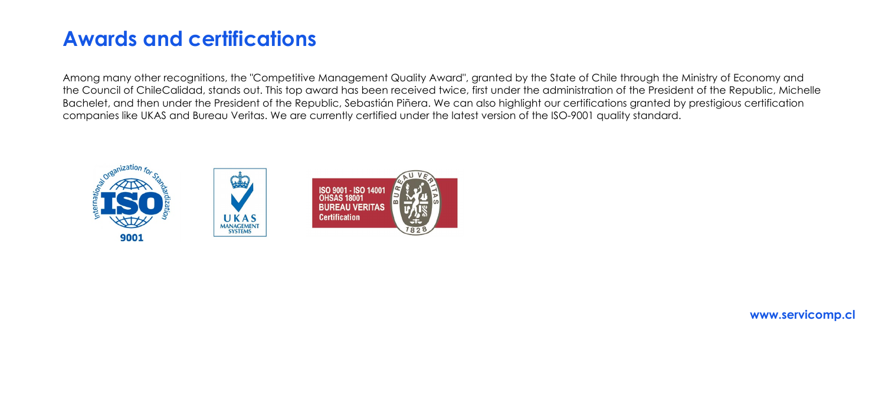# Awards and certifications

Among many other recognitions, the "Competitive Management Quality Award", granted by the State of Chile through the Ministry of Economy and the Council of ChileCalidad, stands out. This top award has been received twice, first under the administration of the President of the Republic, Michelle Bachelet, and then under the President of the Republic, Sebastián Piñera. We can also highlight our certifications granted by prestigious certification companies like UKAS and Bureau Veritas. We are currently certified under the latest version of the ISO-9001 quality standard.

**www.servicomp.cl**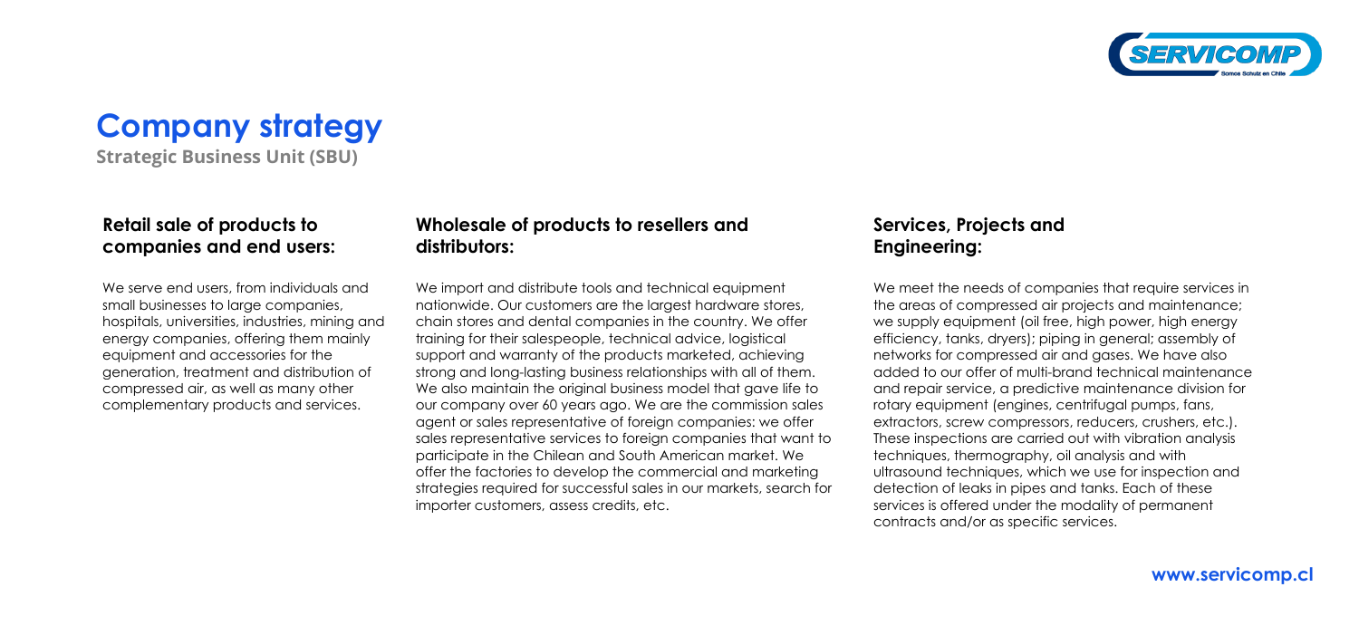# Company strategy

**Strategic Business Unit (SBU)**

### Retail sale of products to companies and end users:

We serve end users, from individuals and small businesses to large companies, hospitals, universities, industries, mining and energy companies, offering them mainly equipment and accessories for the generation, treatment and distribution of compressed air, as well as many other complementary products and services.

### Wholesale of products to resellers and distributors:

We import and distribute tools and technical equipment nationwide. Our customers are the largest hardware stores, chain stores and dental companies in the country. We offer training for their salespeople, technical advice, logistical support and warranty of the products marketed, achieving strong and long-lasting business relationships with all of them. We also maintain the original business model that gave life to our company over 60 years ago. We are the commission sales agent or sales representative of foreign companies: we offer sales representative services to foreign companies that want to participate in the Chilean and South American market. We offer the factories to develop the commercial and marketing strategies required for successful sales in our markets, search for importer customers, assess credits, etc.

### Services, Projects and Engineering:

We meet the needs of companies that require services in the areas of compressed air projects and maintenance; we supply equipment (oil free, high power, high energy efficiency, tanks, dryers); piping in general; assembly of networks for compressed air and gases. We have also added to our offer of multi-brand technical maintenance and repair service, a predictive maintenance division for rotary equipment (engines, centrifugal pumps, fans, extractors, screw compressors, reducers, crushers, etc.). These inspections are carried out with vibration analysis techniques, thermography, oil analysis and with ultrasound techniques, which we use for inspection and detection of leaks in pipes and tanks. Each of these services is offered under the modality of permanent contracts and/or as specific services.

www.servicomp.cl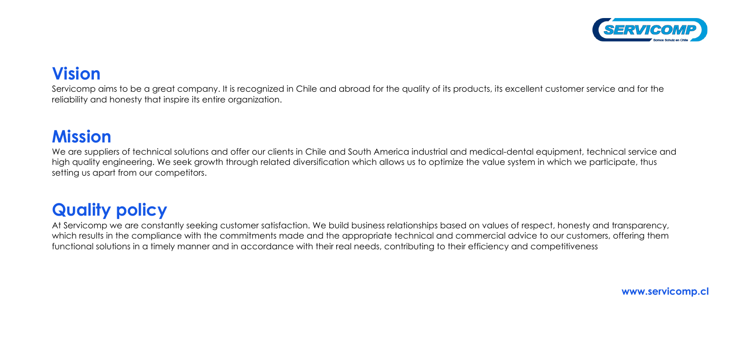## Vision

Servicomp aims to be a great company. It is recognized in Chile and abroad for the quality of its products, its excellent customer service and for the reliability and honesty that inspire its entire organization.

## Mission

We are suppliers of technical solutions and offer our clients in Chile and South America industrial and medical-dental equipment, technical service and high quality engineering. We seek growth through related diversification which allows us to optimize the value system in which we participate, thus setting us apart from our competitors.

## Quality policy

At Servicomp we are constantly seeking customer satisfaction. We build business relationships based on values of respect, honesty and transparency, which results in the compliance with the commitments made and the appropriate technical and commercial advice to our customers, offering them functional solutions in a timely manner and in accordance with their real needs, contributing to their efficiency and competitiveness

**www.servicomp.cl**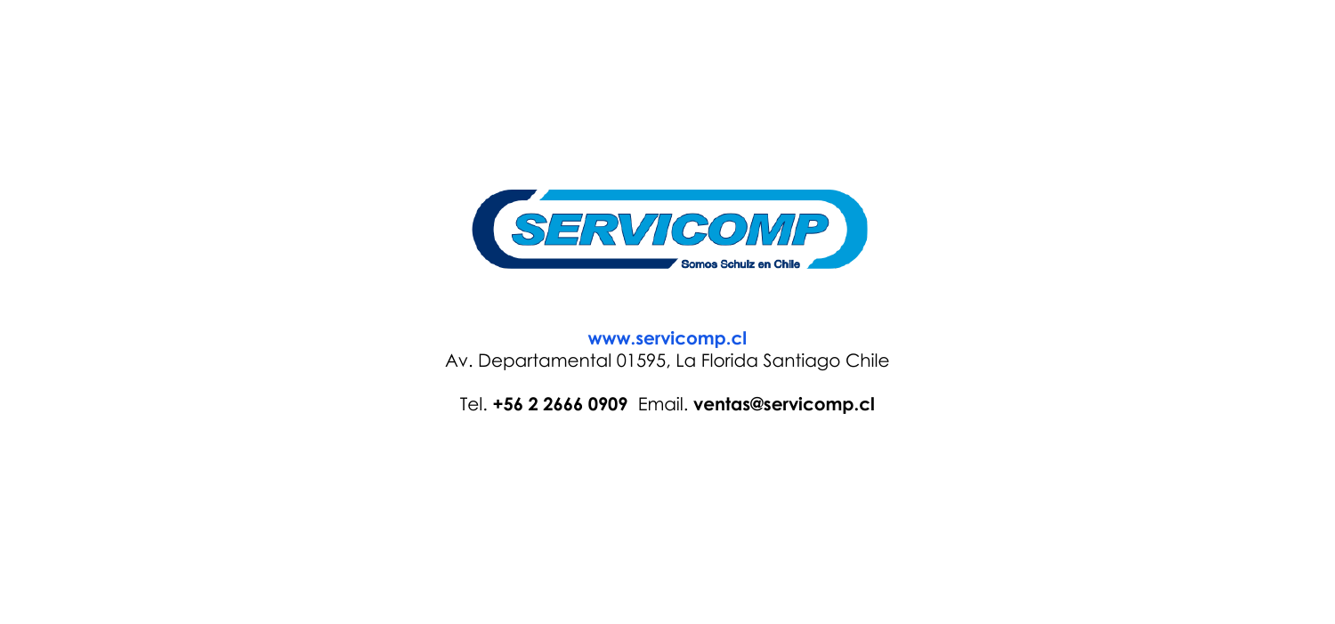SERVICOMP

Somos Schulz en Chile

**www.servicomp.cl**
Av. Departamental 01595, La Florida Santiago Chile

Tel. **+56 2 2666 0909** Email. **ventas@servicomp.cl**